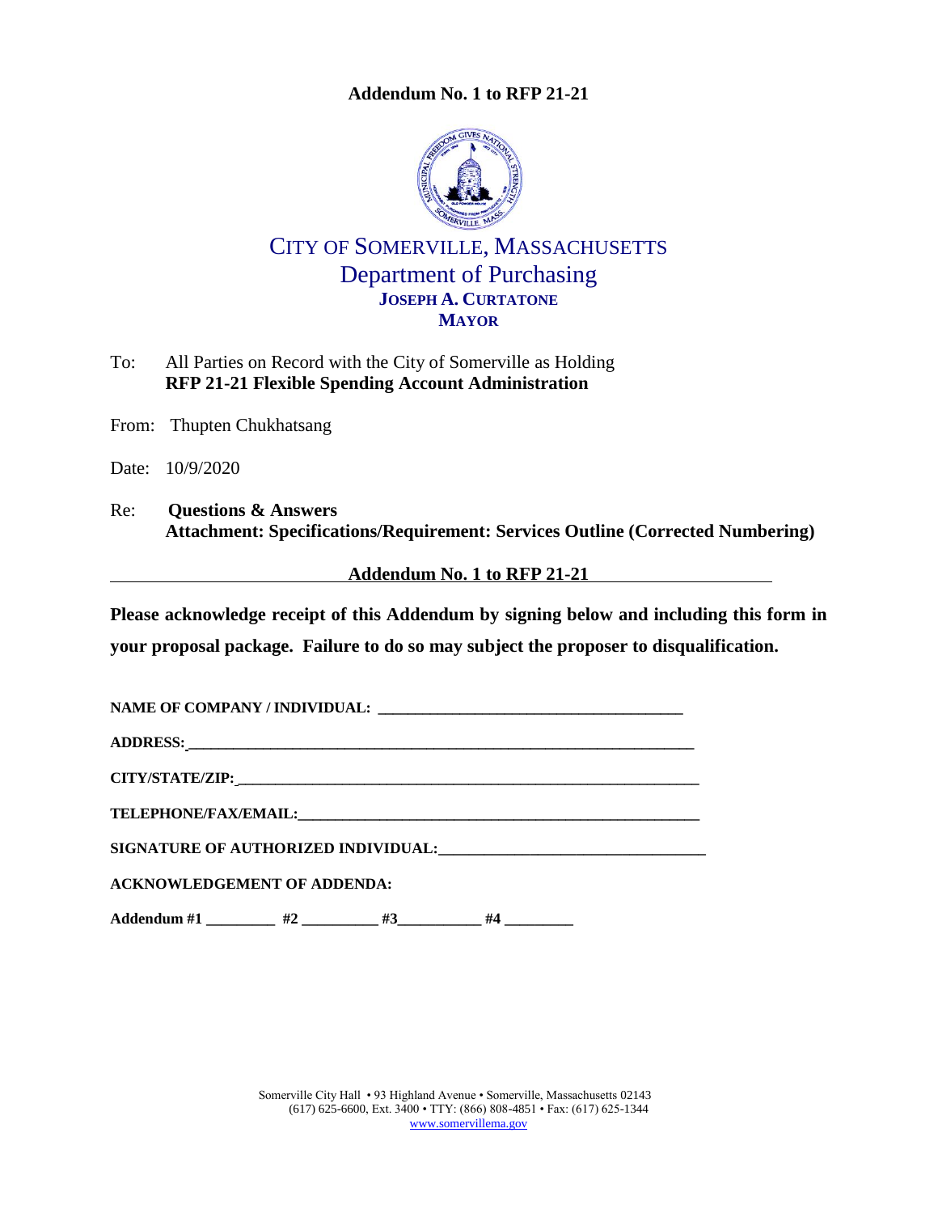# Addendum No. 1 to RFP 21-21

CITY OF SOMERVILLE, MASSACHUSETTS
Department of Purchasing
**JOSEPH A. CURTATONE**
**MAYOR**

To: All Parties on Record with the City of Somerville as Holding
**RFP 21-21 Flexible Spending Account Administration**

From: Thupten Chukhatsang

Date: 10/9/2020

Re: **Questions & Answers**
**Attachment: Specifications/Requirement: Services Outline (Corrected Numbering)**

**Addendum No. 1 to RFP 21-21**

**Please acknowledge receipt of this Addendum by signing below and including this form in your proposal package. Failure to do so may subject the proposer to disqualification.**

**NAME OF COMPANY / INDIVIDUAL:** ______________________________________

**ADDRESS:** ______________________________________________________________

**CITY/STATE/ZIP:** ________________________________________________________

**TELEPHONE/FAX/EMAIL:** __________________________________________________

**SIGNATURE OF AUTHORIZED INDIVIDUAL:** _________________________________

**ACKNOWLEDGEMENT OF ADDENDA:**

**Addendum #1** _________ **#2** __________ **#3**___________ **#4** _________

Somerville City Hall • 93 Highland Avenue • Somerville, Massachusetts 02143
(617) 625-6600, Ext. 3400 • TTY: (866) 808-4851 • Fax: (617) 625-1344
www.somervillema.gov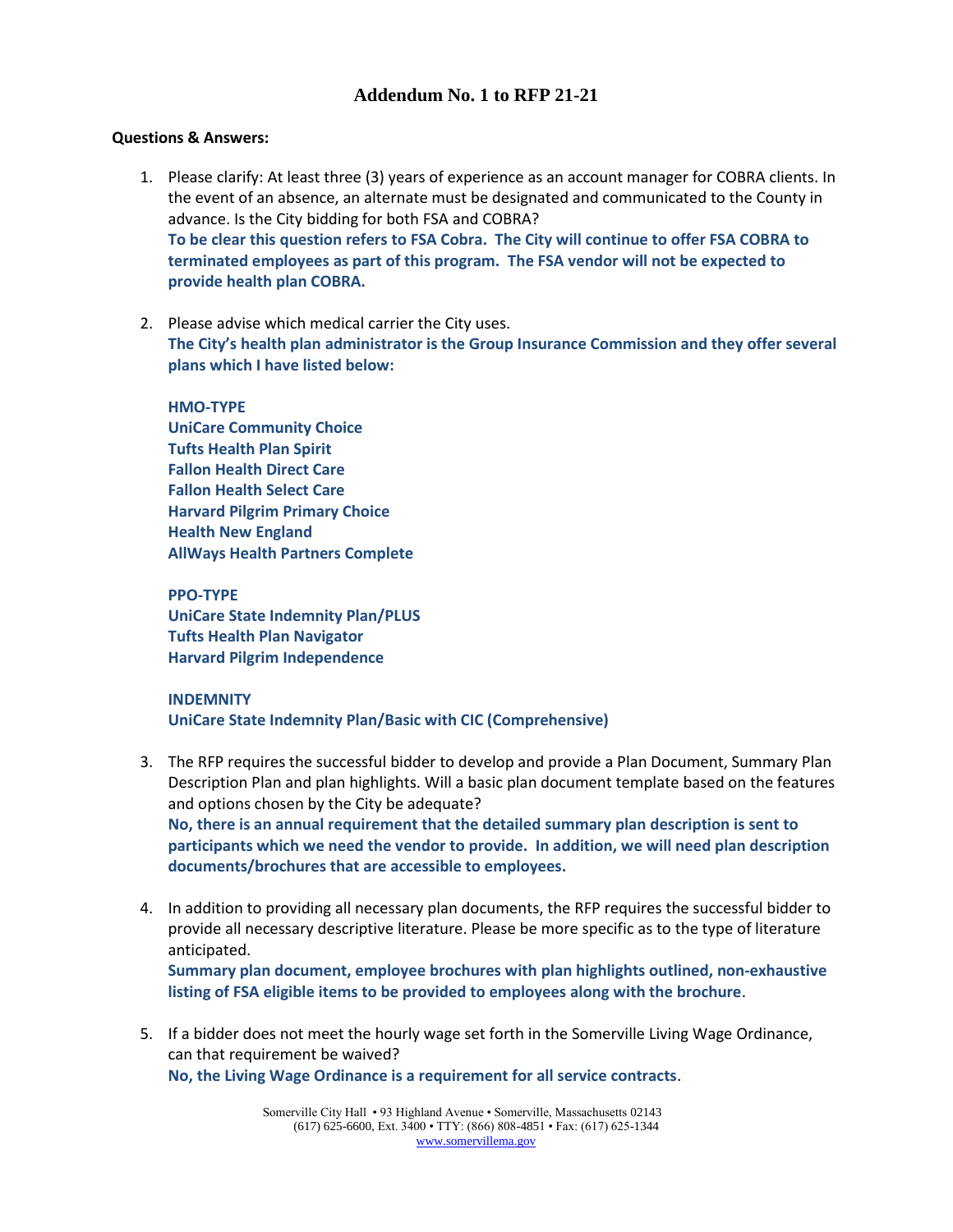# Addendum No. 1 to RFP 21-21

**Questions & Answers:**

1. Please clarify: At least three (3) years of experience as an account manager for COBRA clients. In the event of an absence, an alternate must be designated and communicated to the County in advance. Is the City bidding for both FSA and COBRA?
   **To be clear this question refers to FSA Cobra. The City will continue to offer FSA COBRA to terminated employees as part of this program. The FSA vendor will not be expected to provide health plan COBRA.**

2. Please advise which medical carrier the City uses.
   **The City's health plan administrator is the Group Insurance Commission and they offer several plans which I have listed below:**

   **HMO-TYPE**
   **UniCare Community Choice**
   **Tufts Health Plan Spirit**
   **Fallon Health Direct Care**
   **Fallon Health Select Care**
   **Harvard Pilgrim Primary Choice**
   **Health New England**
   **AllWays Health Partners Complete**

   **PPO-TYPE**
   **UniCare State Indemnity Plan/PLUS**
   **Tufts Health Plan Navigator**
   **Harvard Pilgrim Independence**

   **INDEMNITY**
   **UniCare State Indemnity Plan/Basic with CIC (Comprehensive)**

3. The RFP requires the successful bidder to develop and provide a Plan Document, Summary Plan Description Plan and plan highlights. Will a basic plan document template based on the features and options chosen by the City be adequate?
   **No, there is an annual requirement that the detailed summary plan description is sent to participants which we need the vendor to provide. In addition, we will need plan description documents/brochures that are accessible to employees.**

4. In addition to providing all necessary plan documents, the RFP requires the successful bidder to provide all necessary descriptive literature. Please be more specific as to the type of literature anticipated.
   **Summary plan document, employee brochures with plan highlights outlined, non-exhaustive listing of FSA eligible items to be provided to employees along with the brochure**.

5. If a bidder does not meet the hourly wage set forth in the Somerville Living Wage Ordinance, can that requirement be waived?
   **No, the Living Wage Ordinance is a requirement for all service contracts**.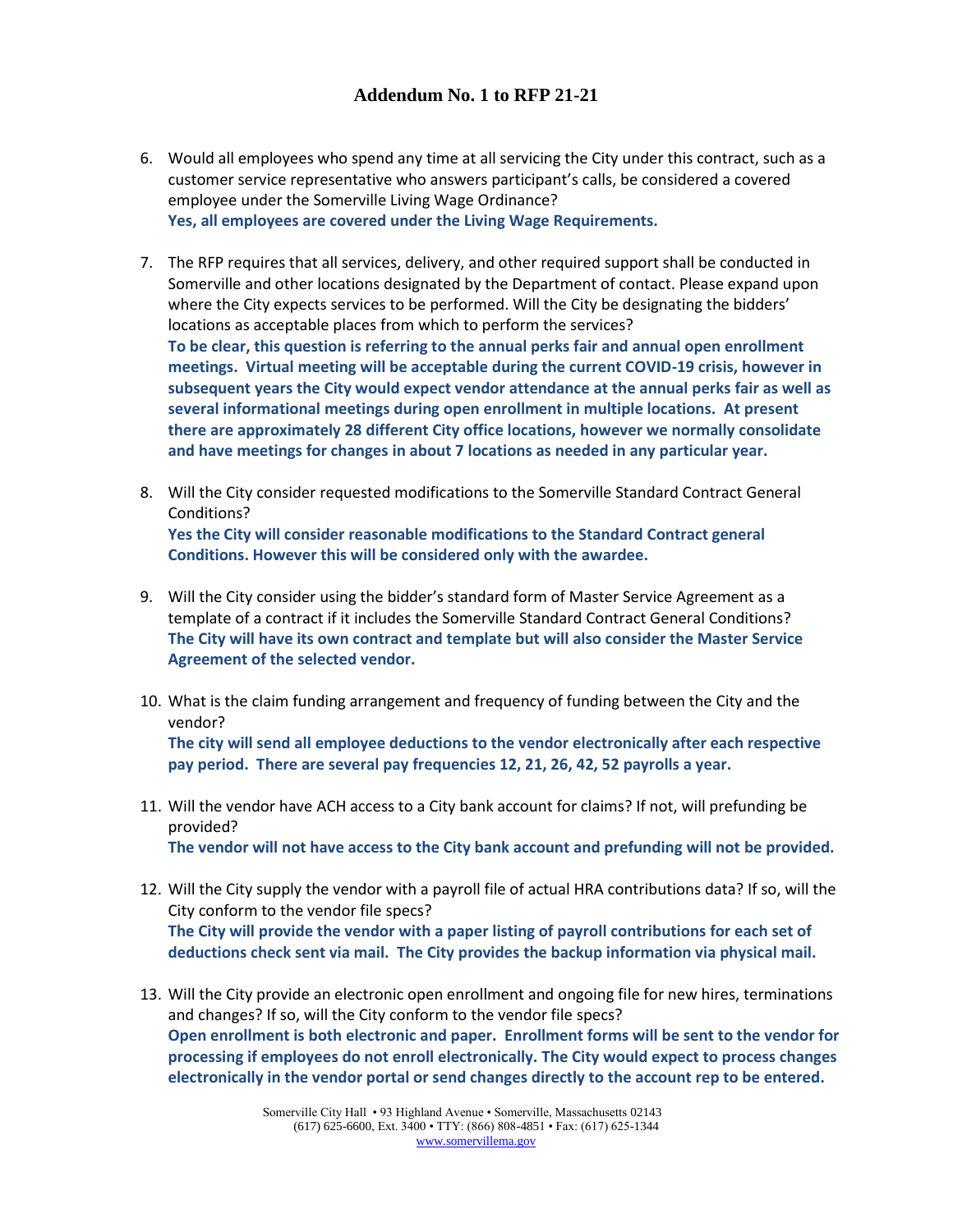# Addendum No. 1 to RFP 21-21

6. Would all employees who spend any time at all servicing the City under this contract, such as a customer service representative who answers participant's calls, be considered a covered employee under the Somerville Living Wage Ordinance?
   **Yes, all employees are covered under the Living Wage Requirements.**

7. The RFP requires that all services, delivery, and other required support shall be conducted in Somerville and other locations designated by the Department of contact. Please expand upon where the City expects services to be performed. Will the City be designating the bidders' locations as acceptable places from which to perform the services?
   **To be clear, this question is referring to the annual perks fair and annual open enrollment meetings. Virtual meeting will be acceptable during the current COVID-19 crisis, however in subsequent years the City would expect vendor attendance at the annual perks fair as well as several informational meetings during open enrollment in multiple locations. At present there are approximately 28 different City office locations, however we normally consolidate and have meetings for changes in about 7 locations as needed in any particular year.**

8. Will the City consider requested modifications to the Somerville Standard Contract General Conditions?
   **Yes the City will consider reasonable modifications to the Standard Contract general Conditions. However this will be considered only with the awardee.**

9. Will the City consider using the bidder's standard form of Master Service Agreement as a template of a contract if it includes the Somerville Standard Contract General Conditions?
   **The City will have its own contract and template but will also consider the Master Service Agreement of the selected vendor.**

10. What is the claim funding arrangement and frequency of funding between the City and the vendor?
    **The city will send all employee deductions to the vendor electronically after each respective pay period. There are several pay frequencies 12, 21, 26, 42, 52 payrolls a year.**

11. Will the vendor have ACH access to a City bank account for claims? If not, will prefunding be provided?
    **The vendor will not have access to the City bank account and prefunding will not be provided.**

12. Will the City supply the vendor with a payroll file of actual HRA contributions data? If so, will the City conform to the vendor file specs?
    **The City will provide the vendor with a paper listing of payroll contributions for each set of deductions check sent via mail. The City provides the backup information via physical mail.**

13. Will the City provide an electronic open enrollment and ongoing file for new hires, terminations and changes? If so, will the City conform to the vendor file specs?
    **Open enrollment is both electronic and paper. Enrollment forms will be sent to the vendor for processing if employees do not enroll electronically. The City would expect to process changes electronically in the vendor portal or send changes directly to the account rep to be entered.**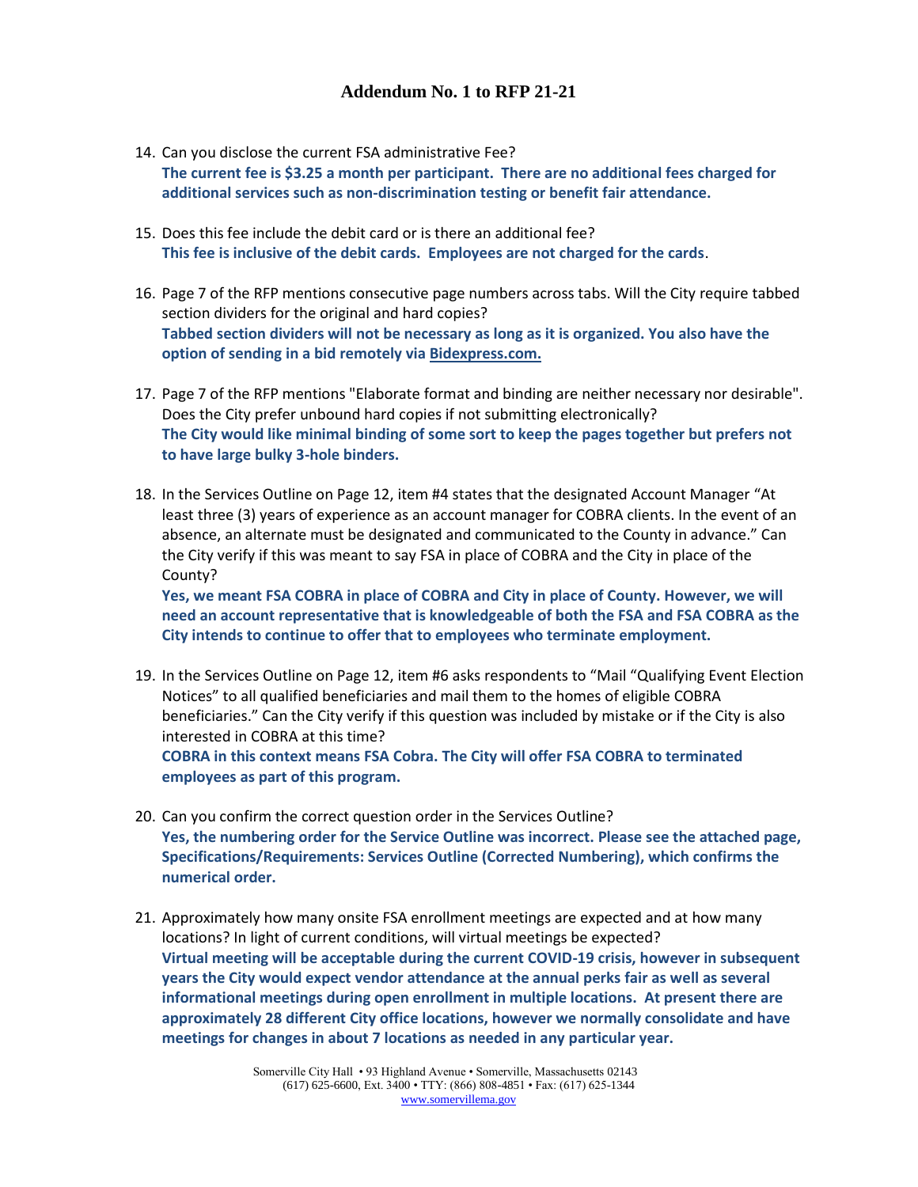# Addendum No. 1 to RFP 21-21

14. Can you disclose the current FSA administrative Fee?
    **The current fee is $3.25 a month per participant. There are no additional fees charged for additional services such as non-discrimination testing or benefit fair attendance.**

15. Does this fee include the debit card or is there an additional fee?
    **This fee is inclusive of the debit cards. Employees are not charged for the cards**.

16. Page 7 of the RFP mentions consecutive page numbers across tabs. Will the City require tabbed section dividers for the original and hard copies?
    **Tabbed section dividers will not be necessary as long as it is organized. You also have the option of sending in a bid remotely via Bidexpress.com.**

17. Page 7 of the RFP mentions "Elaborate format and binding are neither necessary nor desirable". Does the City prefer unbound hard copies if not submitting electronically?
    **The City would like minimal binding of some sort to keep the pages together but prefers not to have large bulky 3-hole binders.**

18. In the Services Outline on Page 12, item #4 states that the designated Account Manager "At least three (3) years of experience as an account manager for COBRA clients. In the event of an absence, an alternate must be designated and communicated to the County in advance." Can the City verify if this was meant to say FSA in place of COBRA and the City in place of the County?
    **Yes, we meant FSA COBRA in place of COBRA and City in place of County. However, we will need an account representative that is knowledgeable of both the FSA and FSA COBRA as the City intends to continue to offer that to employees who terminate employment.**

19. In the Services Outline on Page 12, item #6 asks respondents to "Mail "Qualifying Event Election Notices" to all qualified beneficiaries and mail them to the homes of eligible COBRA beneficiaries." Can the City verify if this question was included by mistake or if the City is also interested in COBRA at this time?
    **COBRA in this context means FSA Cobra. The City will offer FSA COBRA to terminated employees as part of this program.**

20. Can you confirm the correct question order in the Services Outline?
    **Yes, the numbering order for the Service Outline was incorrect. Please see the attached page, Specifications/Requirements: Services Outline (Corrected Numbering), which confirms the numerical order.**

21. Approximately how many onsite FSA enrollment meetings are expected and at how many locations? In light of current conditions, will virtual meetings be expected?
    **Virtual meeting will be acceptable during the current COVID-19 crisis, however in subsequent years the City would expect vendor attendance at the annual perks fair as well as several informational meetings during open enrollment in multiple locations. At present there are approximately 28 different City office locations, however we normally consolidate and have meetings for changes in about 7 locations as needed in any particular year.**

Somerville City Hall • 93 Highland Avenue • Somerville, Massachusetts 02143
(617) 625-6600, Ext. 3400 • TTY: (866) 808-4851 • Fax: (617) 625-1344
www.somervillema.gov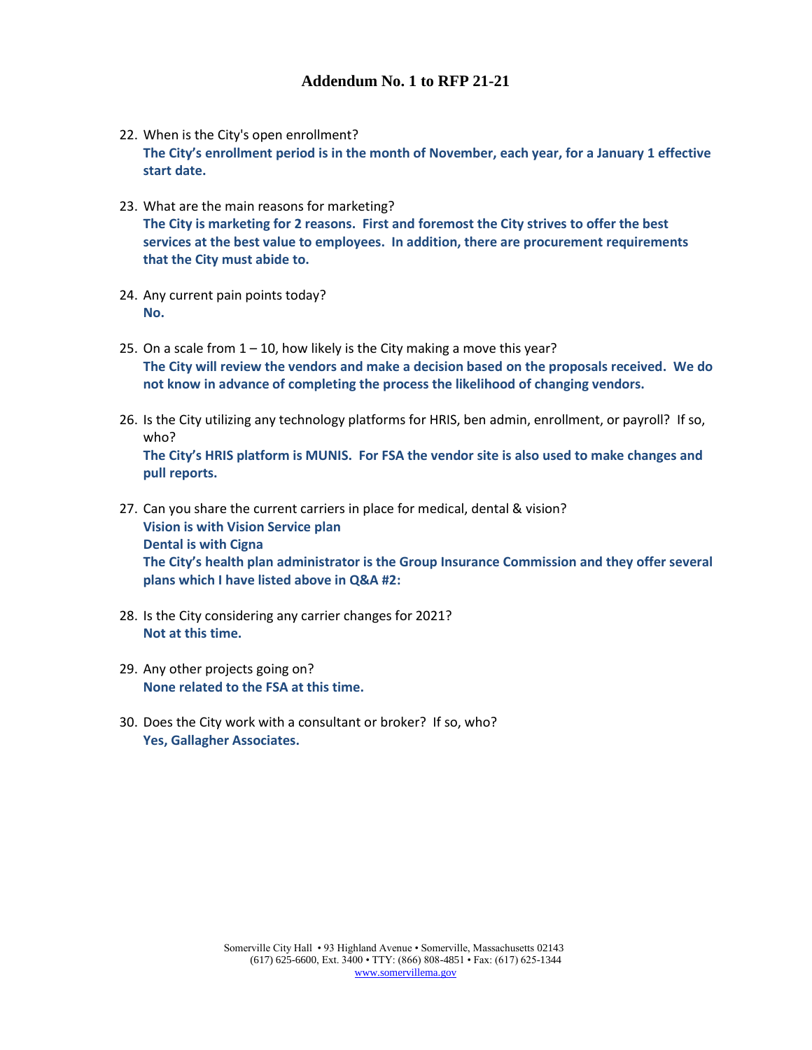# Addendum No. 1 to RFP 21-21

22. When is the City's open enrollment?
    **The City's enrollment period is in the month of November, each year, for a January 1 effective start date.**

23. What are the main reasons for marketing?
    **The City is marketing for 2 reasons. First and foremost the City strives to offer the best services at the best value to employees. In addition, there are procurement requirements that the City must abide to.**

24. Any current pain points today?
    **No.**

25. On a scale from 1 – 10, how likely is the City making a move this year?
    **The City will review the vendors and make a decision based on the proposals received. We do not know in advance of completing the process the likelihood of changing vendors.**

26. Is the City utilizing any technology platforms for HRIS, ben admin, enrollment, or payroll? If so, who?
    **The City's HRIS platform is MUNIS. For FSA the vendor site is also used to make changes and pull reports.**

27. Can you share the current carriers in place for medical, dental & vision?
    **Vision is with Vision Service plan**
    **Dental is with Cigna**
    **The City's health plan administrator is the Group Insurance Commission and they offer several plans which I have listed above in Q&A #2:**

28. Is the City considering any carrier changes for 2021?
    **Not at this time.**

29. Any other projects going on?
    **None related to the FSA at this time.**

30. Does the City work with a consultant or broker? If so, who?
    **Yes, Gallagher Associates.**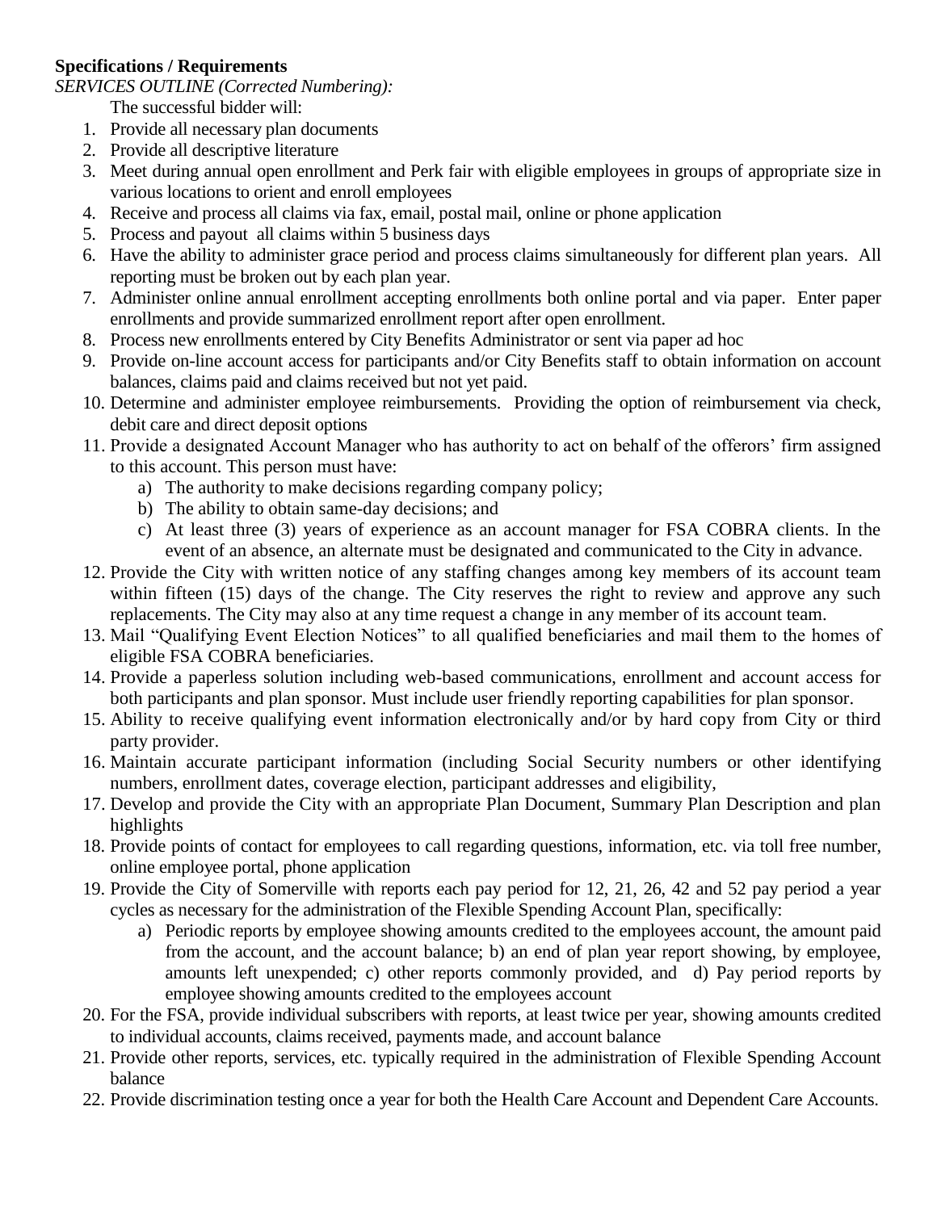**Specifications / Requirements**

*SERVICES OUTLINE (Corrected Numbering):*

The successful bidder will:

1. Provide all necessary plan documents
2. Provide all descriptive literature
3. Meet during annual open enrollment and Perk fair with eligible employees in groups of appropriate size in various locations to orient and enroll employees
4. Receive and process all claims via fax, email, postal mail, online or phone application
5. Process and payout all claims within 5 business days
6. Have the ability to administer grace period and process claims simultaneously for different plan years. All reporting must be broken out by each plan year.
7. Administer online annual enrollment accepting enrollments both online portal and via paper. Enter paper enrollments and provide summarized enrollment report after open enrollment.
8. Process new enrollments entered by City Benefits Administrator or sent via paper ad hoc
9. Provide on-line account access for participants and/or City Benefits staff to obtain information on account balances, claims paid and claims received but not yet paid.
10. Determine and administer employee reimbursements. Providing the option of reimbursement via check, debit care and direct deposit options
11. Provide a designated Account Manager who has authority to act on behalf of the offerors' firm assigned to this account. This person must have:
    a) The authority to make decisions regarding company policy;
    b) The ability to obtain same-day decisions; and
    c) At least three (3) years of experience as an account manager for FSA COBRA clients. In the event of an absence, an alternate must be designated and communicated to the City in advance.
12. Provide the City with written notice of any staffing changes among key members of its account team within fifteen (15) days of the change. The City reserves the right to review and approve any such replacements. The City may also at any time request a change in any member of its account team.
13. Mail "Qualifying Event Election Notices" to all qualified beneficiaries and mail them to the homes of eligible FSA COBRA beneficiaries.
14. Provide a paperless solution including web-based communications, enrollment and account access for both participants and plan sponsor. Must include user friendly reporting capabilities for plan sponsor.
15. Ability to receive qualifying event information electronically and/or by hard copy from City or third party provider.
16. Maintain accurate participant information (including Social Security numbers or other identifying numbers, enrollment dates, coverage election, participant addresses and eligibility,
17. Develop and provide the City with an appropriate Plan Document, Summary Plan Description and plan highlights
18. Provide points of contact for employees to call regarding questions, information, etc. via toll free number, online employee portal, phone application
19. Provide the City of Somerville with reports each pay period for 12, 21, 26, 42 and 52 pay period a year cycles as necessary for the administration of the Flexible Spending Account Plan, specifically:
    a) Periodic reports by employee showing amounts credited to the employees account, the amount paid from the account, and the account balance; b) an end of plan year report showing, by employee, amounts left unexpended; c) other reports commonly provided, and d) Pay period reports by employee showing amounts credited to the employees account
20. For the FSA, provide individual subscribers with reports, at least twice per year, showing amounts credited to individual accounts, claims received, payments made, and account balance
21. Provide other reports, services, etc. typically required in the administration of Flexible Spending Account balance
22. Provide discrimination testing once a year for both the Health Care Account and Dependent Care Accounts.